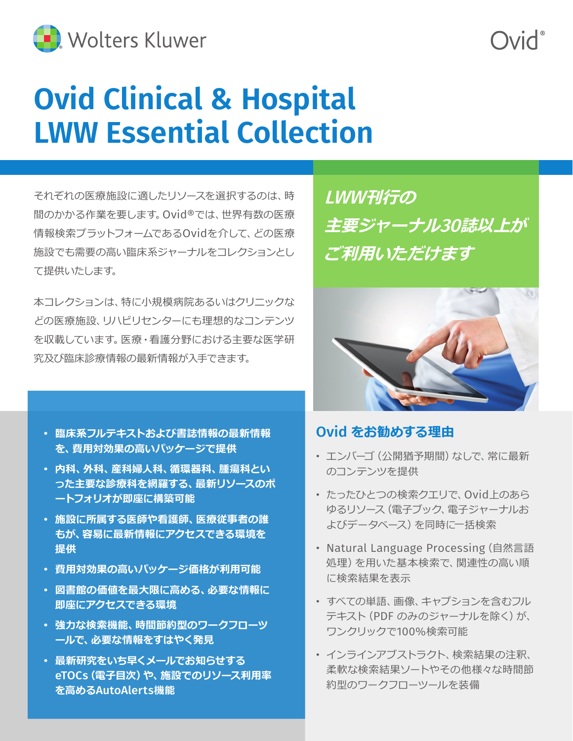Wolters Kluwer

Ovid®

# Ovid Clinical & Hospital LWW Essential Collection

それぞれの医療施設に適したリソースを選択するのは、時間のかかる作業を要します。Ovid®では、世界有数の医療情報検索プラットフォームであるOvidを介して、どの医療施設でも需要の高い臨床系ジャーナルをコレクションとして提供いたします。

本コレクションは、特に小規模病院あるいはクリニックなどの医療施設、リハビリセンターにも理想的なコンテンツを収載しています。医療・看護分野における主要な医学研究及び臨床診療情報の最新情報が入手できます。

***LWW刊行の主要ジャーナル30誌以上がご利用いただけます***

- **臨床系フルテキストおよび書誌情報の最新情報を、費用対効果の高いパッケージで提供**
- **内科、外科、産科婦人科、循環器科、腫瘍科といった主要な診療科を網羅する、最新リソースのポートフォリオが即座に構築可能**
- **施設に所属する医師や看護師、医療従事者の誰もが、容易に最新情報にアクセスできる環境を提供**
- **費用対効果の高いパッケージ価格が利用可能**
- **図書館の価値を最大限に高める、必要な情報に即座にアクセスできる環境**
- **強力な検索機能、時間節約型のワークフローツールで、必要な情報をすばやく発見**
- **最新研究をいち早くメールでお知らせするeTOCs（電子目次）や、施設でのリソース利用率を高めるAutoAlerts機能**

## Ovid をお勧めする理由

- エンバーゴ（公開猶予期間）なしで、常に最新のコンテンツを提供
- たったひとつの検索クエリで、Ovid上のあらゆるリソース（電子ブック、電子ジャーナルおよびデータベース）を同時に一括検索
- Natural Language Processing（自然言語処理）を用いた基本検索で、関連性の高い順に検索結果を表示
- すべての単語、画像、キャプションを含むフルテキスト（PDF のみのジャーナルを除く）が、ワンクリックで100%検索可能
- インラインアブストラクト、検索結果の注釈、柔軟な検索結果ソートやその他様々な時間節約型のワークフローツールを装備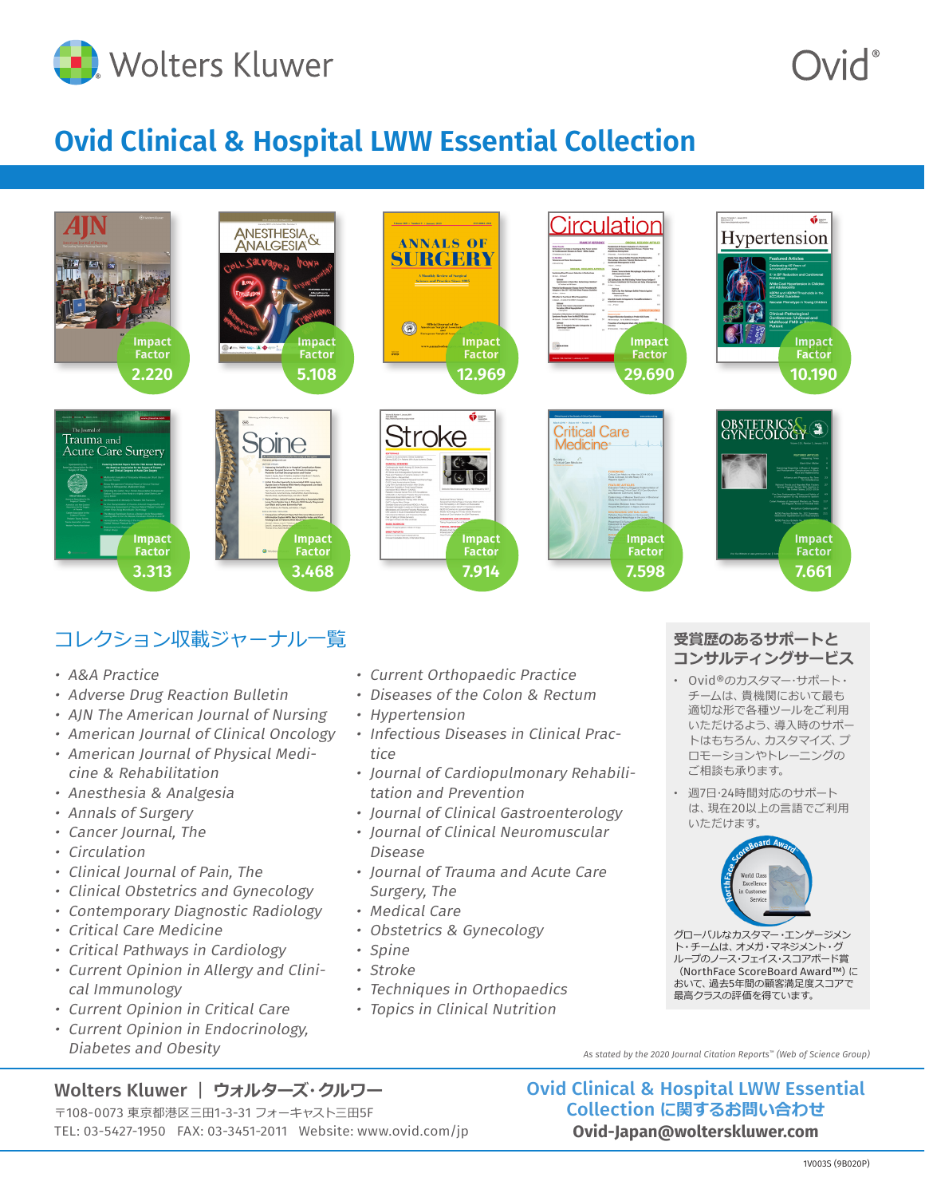Wolters Kluwer

Ovid®

# Ovid Clinical & Hospital LWW Essential Collection

Impact Factor 2.220

Impact Factor 5.108

Impact Factor 12.969

Impact Factor 29.690

Impact Factor 10.190

Impact Factor 3.313

Impact Factor 3.468

Impact Factor 7.914

Impact Factor 7.598

Impact Factor 7.661

## コレクション収載ジャーナル一覧

- *A&A Practice*
- *Adverse Drug Reaction Bulletin*
- *AJN The American Journal of Nursing*
- *American Journal of Clinical Oncology*
- *American Journal of Physical Medicine & Rehabilitation*
- *Anesthesia & Analgesia*
- *Annals of Surgery*
- *Cancer Journal, The*
- *Circulation*
- *Clinical Journal of Pain, The*
- *Clinical Obstetrics and Gynecology*
- *Contemporary Diagnostic Radiology*
- *Critical Care Medicine*
- *Critical Pathways in Cardiology*
- *Current Opinion in Allergy and Clinical Immunology*
- *Current Opinion in Critical Care*
- *Current Opinion in Endocrinology, Diabetes and Obesity*
- *Current Orthopaedic Practice*
- *Diseases of the Colon & Rectum*
- *Hypertension*
- *Infectious Diseases in Clinical Practice*
- *Journal of Cardiopulmonary Rehabilitation and Prevention*
- *Journal of Clinical Gastroenterology*
- *Journal of Clinical Neuromuscular Disease*
- *Journal of Trauma and Acute Care Surgery, The*
- *Medical Care*
- *Obstetrics & Gynecology*
- *Spine*
- *Stroke*
- *Techniques in Orthopaedics*
- *Topics in Clinical Nutrition*

## 受賞歴のあるサポートとコンサルティングサービス

- Ovid®のカスタマー・サポート・チームは、貴機関において最も適切な形で各種ツールをご利用いただけるよう、導入時のサポートはもちろん、カスタマイズ、プロモーションやトレーニングのご相談も承ります。
- 週7日・24時間対応のサポートは、現在20以上の言語でご利用いただけます。

NorthFace ScoreBoard Award World Class Excellence in Customer Service

グローバルなカスタマー・エンゲージメント・チームは、オメガ・マネジメント・グループのノース・フェイス・スコアボード賞（NorthFace ScoreBoard Award™）において、過去5年間の顧客満足度スコアで最高クラスの評価を得ています。

*As stated by the 2020 Journal Citation Reports™ (Web of Science Group)*

**Wolters Kluwer ｜ ウォルターズ・クルワー**

〒108-0073 東京都港区三田1-3-31 フォーキャスト三田5F

TEL: 03-5427-1950　FAX: 03-3451-2011　Website: www.ovid.com/jp

**Ovid Clinical & Hospital LWW Essential Collection に関するお問い合わせ**

**Ovid-Japan@wolterskluwer.com**

1V003S (9B020P)